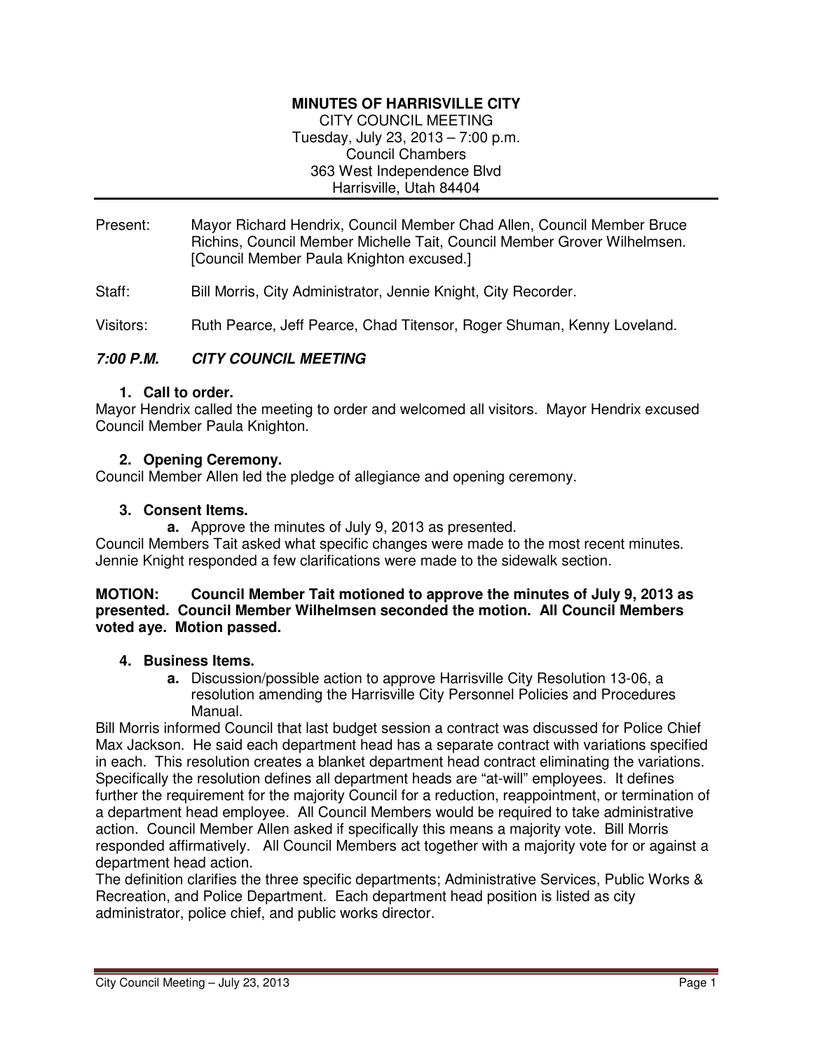**MINUTES OF HARRISVILLE CITY**
CITY COUNCIL MEETING
Tuesday, July 23, 2013 – 7:00 p.m.
Council Chambers
363 West Independence Blvd
Harrisville, Utah 84404

---

Present: Mayor Richard Hendrix, Council Member Chad Allen, Council Member Bruce Richins, Council Member Michelle Tait, Council Member Grover Wilhelmsen. [Council Member Paula Knighton excused.]

Staff: Bill Morris, City Administrator, Jennie Knight, City Recorder.

Visitors: Ruth Pearce, Jeff Pearce, Chad Titensor, Roger Shuman, Kenny Loveland.

## *7:00 P.M. CITY COUNCIL MEETING*

**1. Call to order.**

Mayor Hendrix called the meeting to order and welcomed all visitors. Mayor Hendrix excused Council Member Paula Knighton.

**2. Opening Ceremony.**

Council Member Allen led the pledge of allegiance and opening ceremony.

**3. Consent Items.**

**a.** Approve the minutes of July 9, 2013 as presented.

Council Members Tait asked what specific changes were made to the most recent minutes. Jennie Knight responded a few clarifications were made to the sidewalk section.

**MOTION: Council Member Tait motioned to approve the minutes of July 9, 2013 as presented. Council Member Wilhelmsen seconded the motion. All Council Members voted aye. Motion passed.**

**4. Business Items.**

**a.** Discussion/possible action to approve Harrisville City Resolution 13-06, a resolution amending the Harrisville City Personnel Policies and Procedures Manual.

Bill Morris informed Council that last budget session a contract was discussed for Police Chief Max Jackson. He said each department head has a separate contract with variations specified in each. This resolution creates a blanket department head contract eliminating the variations. Specifically the resolution defines all department heads are "at-will" employees. It defines further the requirement for the majority Council for a reduction, reappointment, or termination of a department head employee. All Council Members would be required to take administrative action. Council Member Allen asked if specifically this means a majority vote. Bill Morris responded affirmatively. All Council Members act together with a majority vote for or against a department head action.

The definition clarifies the three specific departments; Administrative Services, Public Works & Recreation, and Police Department. Each department head position is listed as city administrator, police chief, and public works director.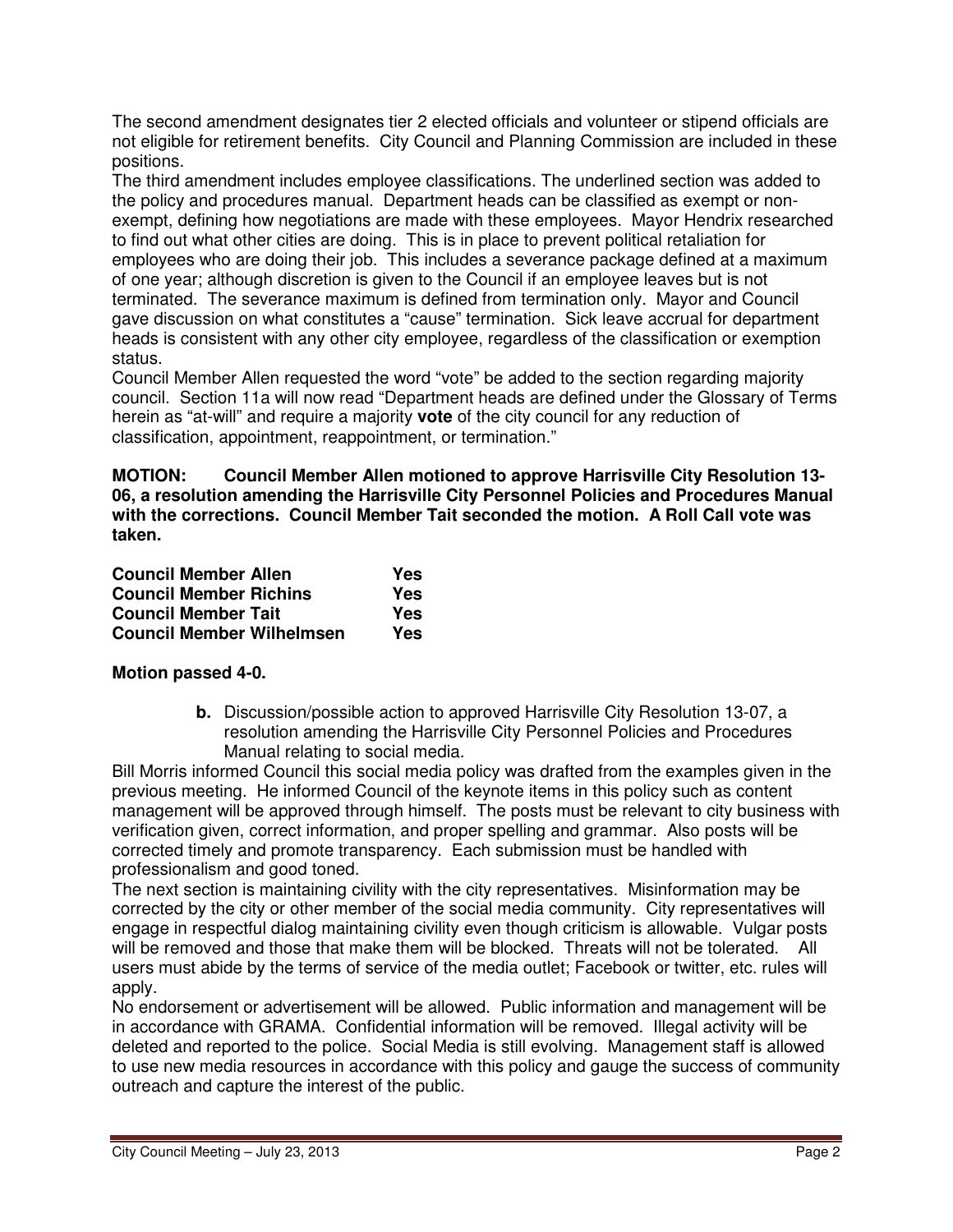The second amendment designates tier 2 elected officials and volunteer or stipend officials are not eligible for retirement benefits. City Council and Planning Commission are included in these positions.

The third amendment includes employee classifications. The underlined section was added to the policy and procedures manual. Department heads can be classified as exempt or non-exempt, defining how negotiations are made with these employees. Mayor Hendrix researched to find out what other cities are doing. This is in place to prevent political retaliation for employees who are doing their job. This includes a severance package defined at a maximum of one year; although discretion is given to the Council if an employee leaves but is not terminated. The severance maximum is defined from termination only. Mayor and Council gave discussion on what constitutes a "cause" termination. Sick leave accrual for department heads is consistent with any other city employee, regardless of the classification or exemption status.

Council Member Allen requested the word "vote" be added to the section regarding majority council. Section 11a will now read "Department heads are defined under the Glossary of Terms herein as "at-will" and require a majority **vote** of the city council for any reduction of classification, appointment, reappointment, or termination."

**MOTION: Council Member Allen motioned to approve Harrisville City Resolution 13-06, a resolution amending the Harrisville City Personnel Policies and Procedures Manual with the corrections. Council Member Tait seconded the motion. A Roll Call vote was taken.**

| | |
|---|---|
| **Council Member Allen** | **Yes** |
| **Council Member Richins** | **Yes** |
| **Council Member Tait** | **Yes** |
| **Council Member Wilhelmsen** | **Yes** |

**Motion passed 4-0.**

**b.** Discussion/possible action to approved Harrisville City Resolution 13-07, a resolution amending the Harrisville City Personnel Policies and Procedures Manual relating to social media.

Bill Morris informed Council this social media policy was drafted from the examples given in the previous meeting. He informed Council of the keynote items in this policy such as content management will be approved through himself. The posts must be relevant to city business with verification given, correct information, and proper spelling and grammar. Also posts will be corrected timely and promote transparency. Each submission must be handled with professionalism and good toned.

The next section is maintaining civility with the city representatives. Misinformation may be corrected by the city or other member of the social media community. City representatives will engage in respectful dialog maintaining civility even though criticism is allowable. Vulgar posts will be removed and those that make them will be blocked. Threats will not be tolerated. All users must abide by the terms of service of the media outlet; Facebook or twitter, etc. rules will apply.

No endorsement or advertisement will be allowed. Public information and management will be in accordance with GRAMA. Confidential information will be removed. Illegal activity will be deleted and reported to the police. Social Media is still evolving. Management staff is allowed to use new media resources in accordance with this policy and gauge the success of community outreach and capture the interest of the public.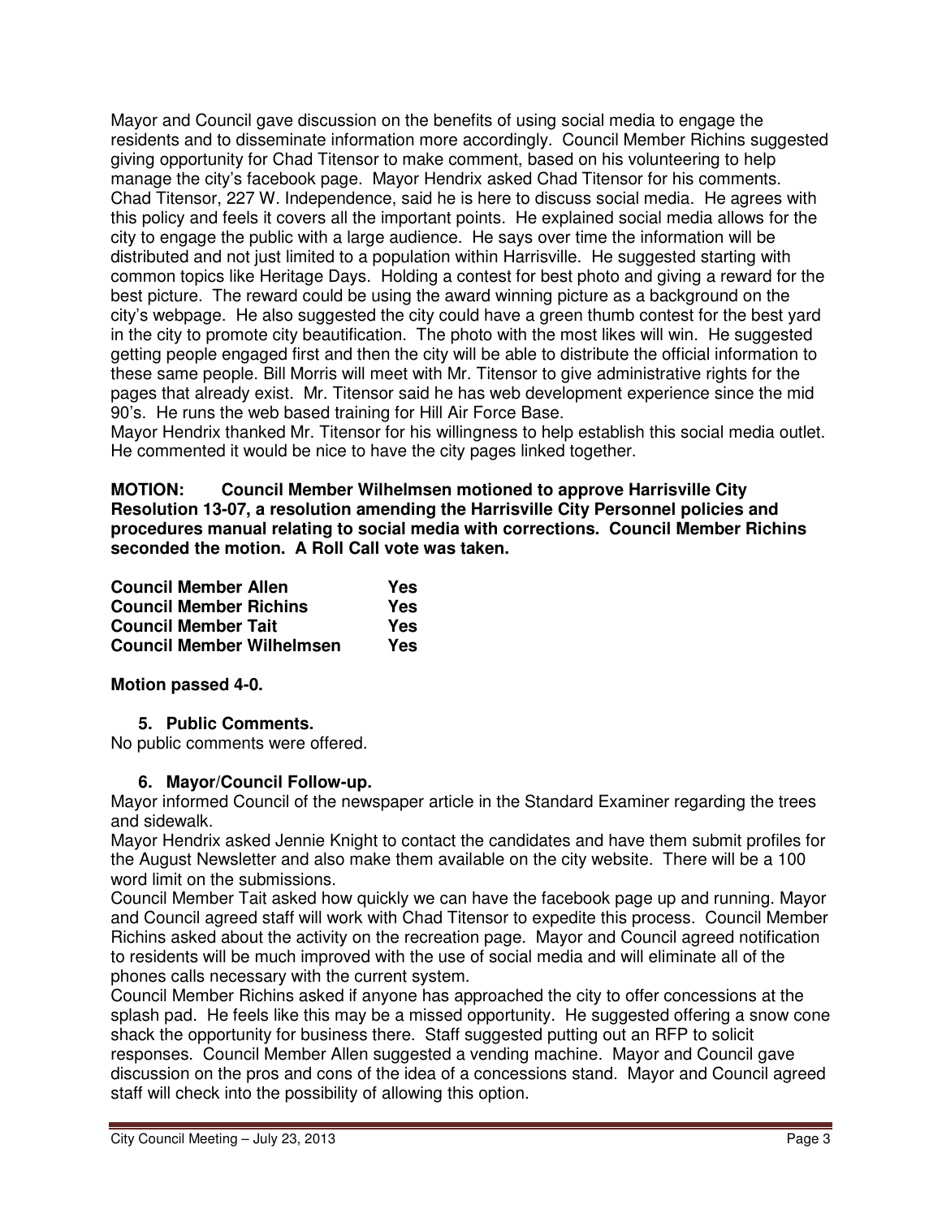Mayor and Council gave discussion on the benefits of using social media to engage the residents and to disseminate information more accordingly. Council Member Richins suggested giving opportunity for Chad Titensor to make comment, based on his volunteering to help manage the city's facebook page. Mayor Hendrix asked Chad Titensor for his comments. Chad Titensor, 227 W. Independence, said he is here to discuss social media. He agrees with this policy and feels it covers all the important points. He explained social media allows for the city to engage the public with a large audience. He says over time the information will be distributed and not just limited to a population within Harrisville. He suggested starting with common topics like Heritage Days. Holding a contest for best photo and giving a reward for the best picture. The reward could be using the award winning picture as a background on the city's webpage. He also suggested the city could have a green thumb contest for the best yard in the city to promote city beautification. The photo with the most likes will win. He suggested getting people engaged first and then the city will be able to distribute the official information to these same people. Bill Morris will meet with Mr. Titensor to give administrative rights for the pages that already exist. Mr. Titensor said he has web development experience since the mid 90's. He runs the web based training for Hill Air Force Base.

Mayor Hendrix thanked Mr. Titensor for his willingness to help establish this social media outlet. He commented it would be nice to have the city pages linked together.

**MOTION: Council Member Wilhelmsen motioned to approve Harrisville City Resolution 13-07, a resolution amending the Harrisville City Personnel policies and procedures manual relating to social media with corrections. Council Member Richins seconded the motion. A Roll Call vote was taken.**

| | |
|---|---|
| **Council Member Allen** | **Yes** |
| **Council Member Richins** | **Yes** |
| **Council Member Tait** | **Yes** |
| **Council Member Wilhelmsen** | **Yes** |

**Motion passed 4-0.**

**5. Public Comments.**

No public comments were offered.

**6. Mayor/Council Follow-up.**

Mayor informed Council of the newspaper article in the Standard Examiner regarding the trees and sidewalk.

Mayor Hendrix asked Jennie Knight to contact the candidates and have them submit profiles for the August Newsletter and also make them available on the city website. There will be a 100 word limit on the submissions.

Council Member Tait asked how quickly we can have the facebook page up and running. Mayor and Council agreed staff will work with Chad Titensor to expedite this process. Council Member Richins asked about the activity on the recreation page. Mayor and Council agreed notification to residents will be much improved with the use of social media and will eliminate all of the phones calls necessary with the current system.

Council Member Richins asked if anyone has approached the city to offer concessions at the splash pad. He feels like this may be a missed opportunity. He suggested offering a snow cone shack the opportunity for business there. Staff suggested putting out an RFP to solicit responses. Council Member Allen suggested a vending machine. Mayor and Council gave discussion on the pros and cons of the idea of a concessions stand. Mayor and Council agreed staff will check into the possibility of allowing this option.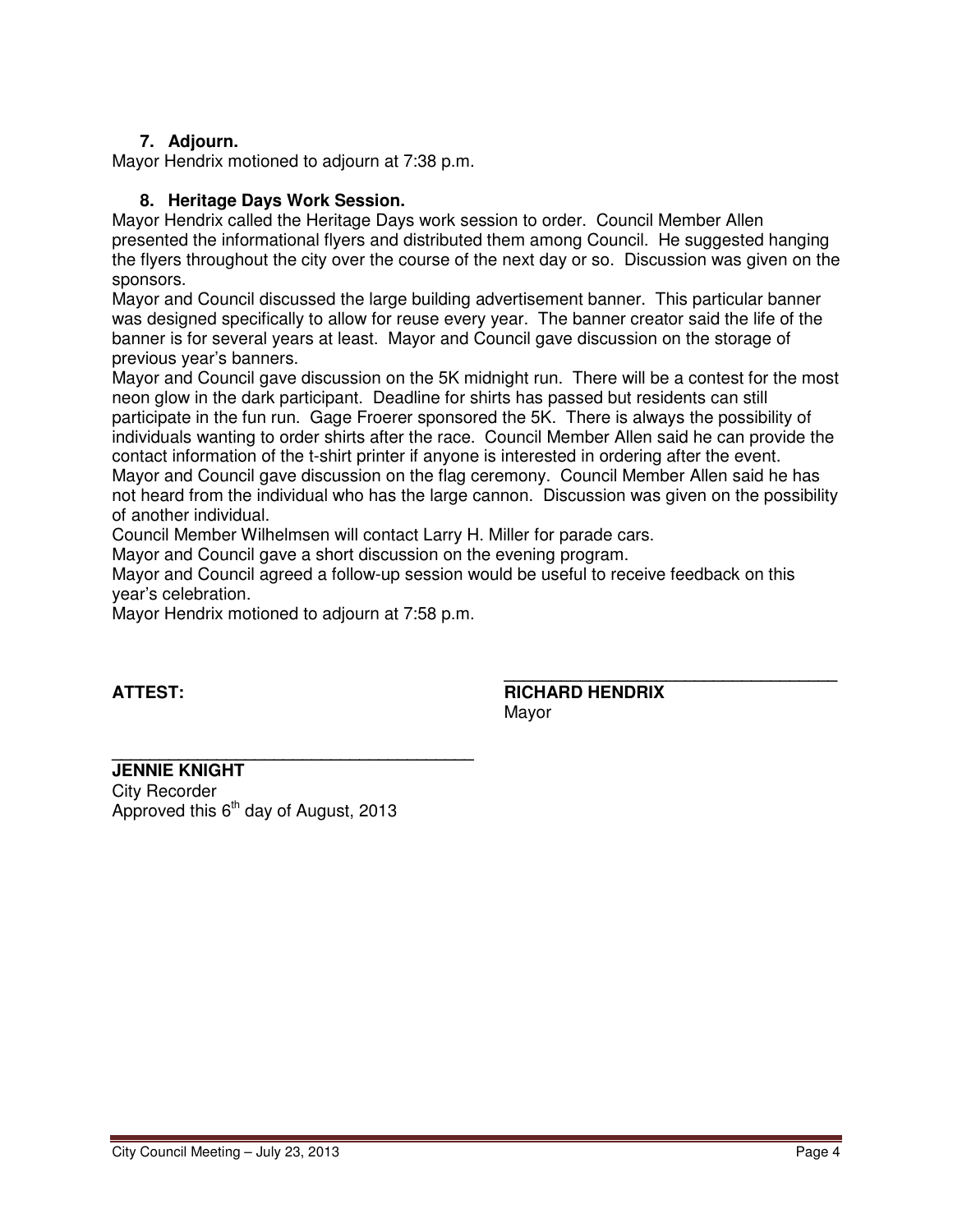7. **Adjourn.**

Mayor Hendrix motioned to adjourn at 7:38 p.m.

8. **Heritage Days Work Session.**

Mayor Hendrix called the Heritage Days work session to order. Council Member Allen presented the informational flyers and distributed them among Council. He suggested hanging the flyers throughout the city over the course of the next day or so. Discussion was given on the sponsors.

Mayor and Council discussed the large building advertisement banner. This particular banner was designed specifically to allow for reuse every year. The banner creator said the life of the banner is for several years at least. Mayor and Council gave discussion on the storage of previous year's banners.

Mayor and Council gave discussion on the 5K midnight run. There will be a contest for the most neon glow in the dark participant. Deadline for shirts has passed but residents can still participate in the fun run. Gage Froerer sponsored the 5K. There is always the possibility of individuals wanting to order shirts after the race. Council Member Allen said he can provide the contact information of the t-shirt printer if anyone is interested in ordering after the event.

Mayor and Council gave discussion on the flag ceremony. Council Member Allen said he has not heard from the individual who has the large cannon. Discussion was given on the possibility of another individual.

Council Member Wilhelmsen will contact Larry H. Miller for parade cars.

Mayor and Council gave a short discussion on the evening program.

Mayor and Council agreed a follow-up session would be useful to receive feedback on this year's celebration.

Mayor Hendrix motioned to adjourn at 7:58 p.m.

**ATTEST:**

_____________________________________

**RICHARD HENDRIX**
Mayor

_____________________________________

**JENNIE KNIGHT**
City Recorder
Approved this 6th day of August, 2013